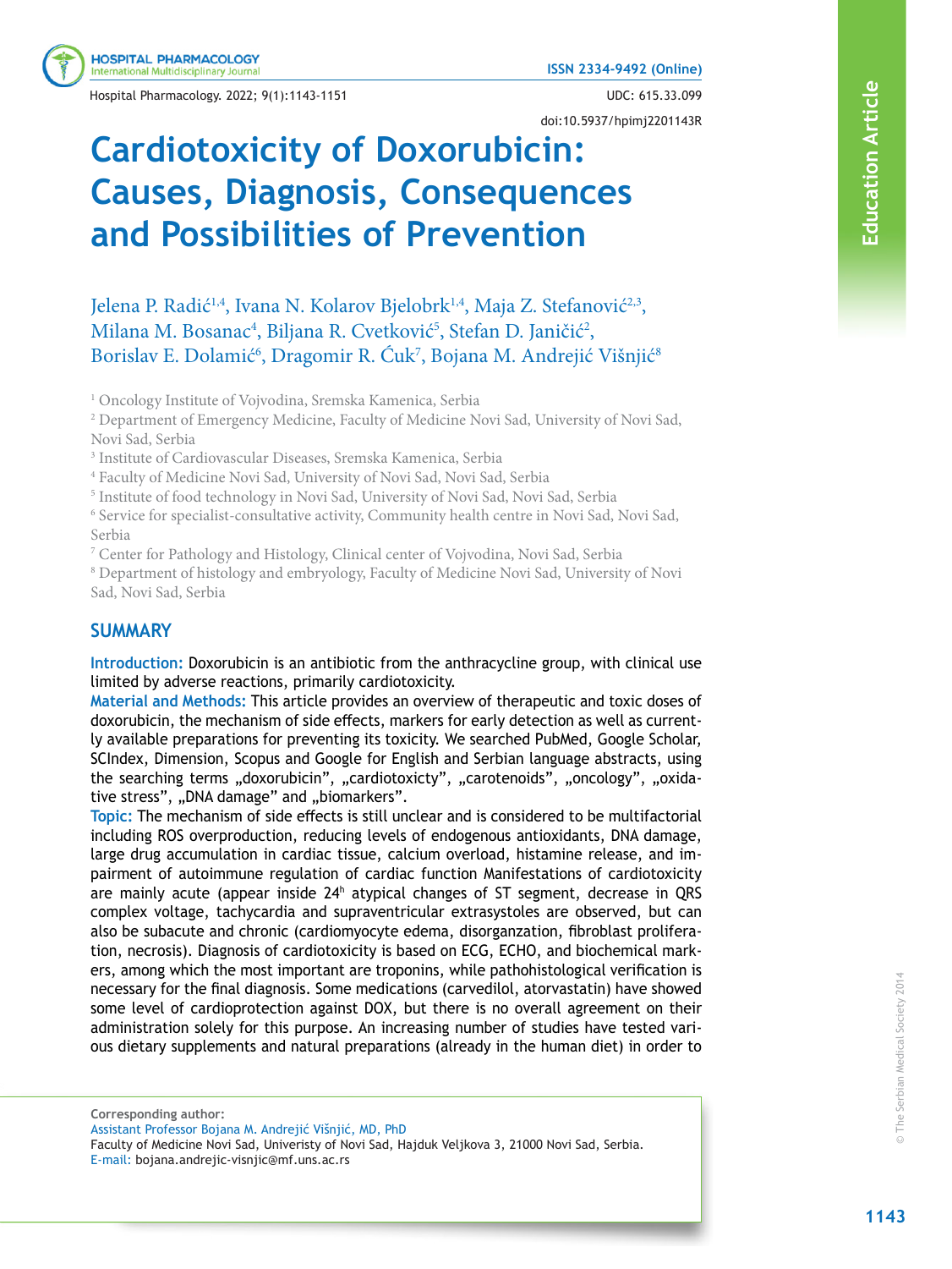UDC: 615.33.099

doi:10.5937/hpimj2201143R

Education Article

# Cardiotoxicity of Doxorubicin: Causes, Diagnosis, Consequences and Possibilities of Prevention

Jelena P. Radić[1,4], Ivana N. Kolarov Bjelobrk[1,4], Maja Z. Stefanović[2,3], Milana M. Bosanac[4], Biljana R. Cvetković[5], Stefan D. Janičić[2], Borislav E. Dolamić[6], Dragomir R. Ćuk[7], Bojana M. Andrejić Višnjić[8]

[1] Oncology Institute of Vojvodina, Sremska Kamenica, Serbia
[2] Department of Emergency Medicine, Faculty of Medicine Novi Sad, University of Novi Sad, Novi Sad, Serbia
[3] Institute of Cardiovascular Diseases, Sremska Kamenica, Serbia
[4] Faculty of Medicine Novi Sad, University of Novi Sad, Novi Sad, Serbia
[5] Institute of food technology in Novi Sad, University of Novi Sad, Novi Sad, Serbia
[6] Service for specialist-consultative activity, Community health centre in Novi Sad, Novi Sad, Serbia
[7] Center for Pathology and Histology, Clinical center of Vojvodina, Novi Sad, Serbia
[8] Department of histology and embryology, Faculty of Medicine Novi Sad, University of Novi Sad, Novi Sad, Serbia

## SUMMARY

**Introduction:** Doxorubicin is an antibiotic from the anthracycline group, with clinical use limited by adverse reactions, primarily cardiotoxicity.

**Material and Methods:** This article provides an overview of therapeutic and toxic doses of doxorubicin, the mechanism of side effects, markers for early detection as well as currently available preparations for preventing its toxicity. We searched PubMed, Google Scholar, SCIndex, Dimension, Scopus and Google for English and Serbian language abstracts, using the searching terms „doxorubicin", „cardiotoxicty", „carotenoids", „oncology", „oxidative stress", „DNA damage" and „biomarkers".

**Topic:** The mechanism of side effects is still unclear and is considered to be multifactorial including ROS overproduction, reducing levels of endogenous antioxidants, DNA damage, large drug accumulation in cardiac tissue, calcium overload, histamine release, and impairment of autoimmune regulation of cardiac function Manifestations of cardiotoxicity are mainly acute (appear inside 24$^{h}$ atypical changes of ST segment, decrease in QRS complex voltage, tachycardia and supraventricular extrasystoles are observed, but can also be subacute and chronic (cardiomyocyte edema, disorganzation, fibroblast proliferation, necrosis). Diagnosis of cardiotoxicity is based on ECG, ECHO, and biochemical markers, among which the most important are troponins, while pathohistological verification is necessary for the final diagnosis. Some medications (carvedilol, atorvastatin) have showed some level of cardioprotection against DOX, but there is no overall agreement on their administration solely for this purpose. An increasing number of studies have tested various dietary supplements and natural preparations (already in the human diet) in order to

---

**Corresponding author:**
Assistant Professor Bojana M. Andrejić Višnjić, MD, PhD
Faculty of Medicine Novi Sad, Univeristy of Novi Sad, Hajduk Veljkova 3, 21000 Novi Sad, Serbia.
E-mail: bojana.andrejic-visnjic@mf.uns.ac.rs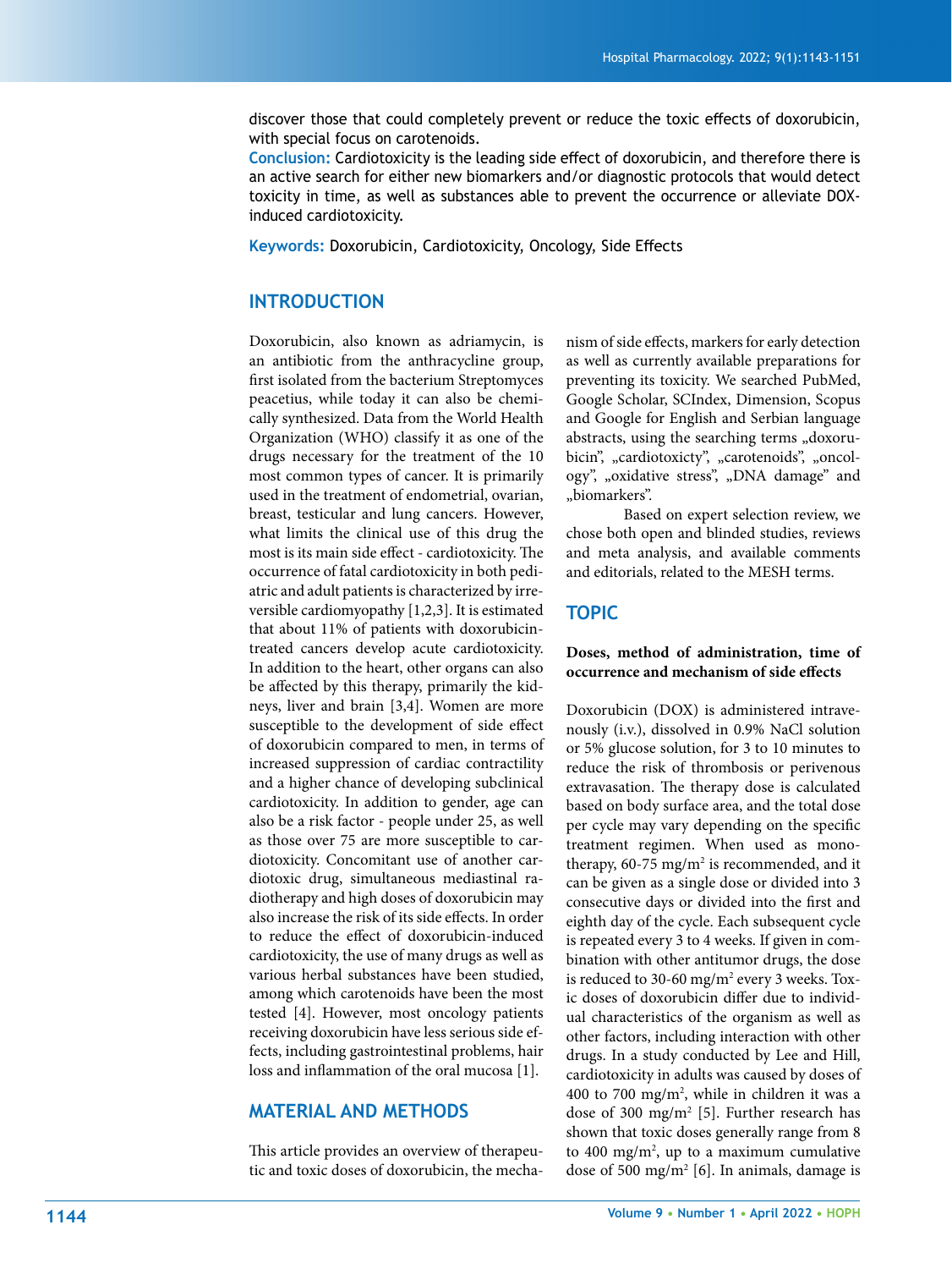discover those that could completely prevent or reduce the toxic effects of doxorubicin, with special focus on carotenoids.

**Conclusion:** Cardiotoxicity is the leading side effect of doxorubicin, and therefore there is an active search for either new biomarkers and/or diagnostic protocols that would detect toxicity in time, as well as substances able to prevent the occurrence or alleviate DOX-induced cardiotoxicity.

**Keywords:** Doxorubicin, Cardiotoxicity, Oncology, Side Effects

## INTRODUCTION

Doxorubicin, also known as adriamycin, is an antibiotic from the anthracycline group, first isolated from the bacterium Streptomyces peacetius, while today it can also be chemically synthesized. Data from the World Health Organization (WHO) classify it as one of the drugs necessary for the treatment of the 10 most common types of cancer. It is primarily used in the treatment of endometrial, ovarian, breast, testicular and lung cancers. However, what limits the clinical use of this drug the most is its main side effect - cardiotoxicity. The occurrence of fatal cardiotoxicity in both pediatric and adult patients is characterized by irreversible cardiomyopathy [1,2,3]. It is estimated that about 11% of patients with doxorubicin-treated cancers develop acute cardiotoxicity. In addition to the heart, other organs can also be affected by this therapy, primarily the kidneys, liver and brain [3,4]. Women are more susceptible to the development of side effect of doxorubicin compared to men, in terms of increased suppression of cardiac contractility and a higher chance of developing subclinical cardiotoxicity. In addition to gender, age can also be a risk factor - people under 25, as well as those over 75 are more susceptible to cardiotoxicity. Concomitant use of another cardiotoxic drug, simultaneous mediastinal radiotherapy and high doses of doxorubicin may also increase the risk of its side effects. In order to reduce the effect of doxorubicin-induced cardiotoxicity, the use of many drugs as well as various herbal substances have been studied, among which carotenoids have been the most tested [4]. However, most oncology patients receiving doxorubicin have less serious side effects, including gastrointestinal problems, hair loss and inflammation of the oral mucosa [1].

## MATERIAL AND METHODS

This article provides an overview of therapeutic and toxic doses of doxorubicin, the mechanism of side effects, markers for early detection as well as currently available preparations for preventing its toxicity. We searched PubMed, Google Scholar, SCIndex, Dimension, Scopus and Google for English and Serbian language abstracts, using the searching terms „doxorubicin", „cardiotoxicty", „carotenoids", „oncology", „oxidative stress", „DNA damage" and „biomarkers".

Based on expert selection review, we chose both open and blinded studies, reviews and meta analysis, and available comments and editorials, related to the MESH terms.

## TOPIC

### Doses, method of administration, time of occurrence and mechanism of side effects

Doxorubicin (DOX) is administered intravenously (i.v.), dissolved in 0.9% NaCl solution or 5% glucose solution, for 3 to 10 minutes to reduce the risk of thrombosis or perivenous extravasation. The therapy dose is calculated based on body surface area, and the total dose per cycle may vary depending on the specific treatment regimen. When used as monotherapy, 60-75 mg/m$^2$ is recommended, and it can be given as a single dose or divided into 3 consecutive days or divided into the first and eighth day of the cycle. Each subsequent cycle is repeated every 3 to 4 weeks. If given in combination with other antitumor drugs, the dose is reduced to 30-60 mg/m$^2$ every 3 weeks. Toxic doses of doxorubicin differ due to individual characteristics of the organism as well as other factors, including interaction with other drugs. In a study conducted by Lee and Hill, cardiotoxicity in adults was caused by doses of 400 to 700 mg/m$^2$, while in children it was a dose of 300 mg/m$^2$ [5]. Further research has shown that toxic doses generally range from 8 to 400 mg/m$^2$, up to a maximum cumulative dose of 500 mg/m$^2$ [6]. In animals, damage is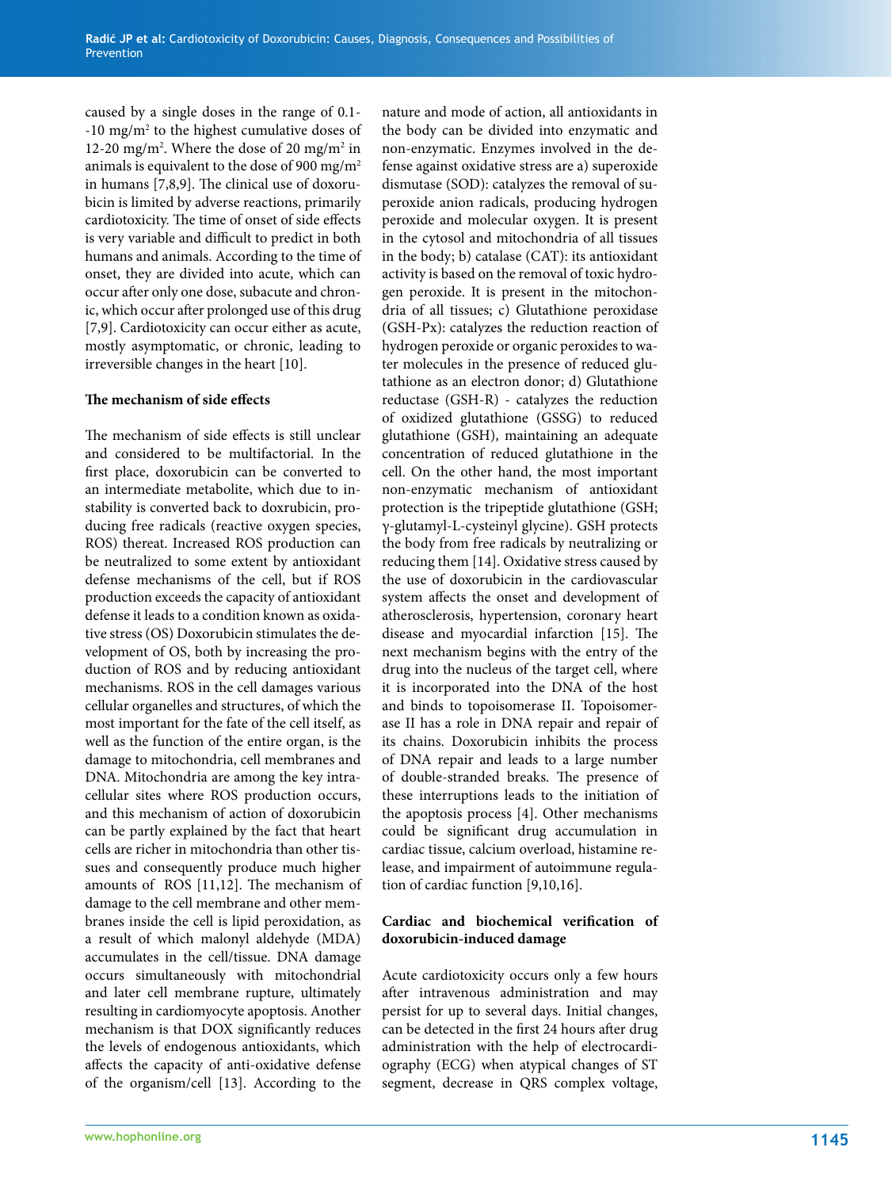caused by a single doses in the range of 0.1--10 mg/m$^2$ to the highest cumulative doses of 12-20 mg/m$^2$. Where the dose of 20 mg/m$^2$ in animals is equivalent to the dose of 900 mg/m$^2$ in humans [7,8,9]. The clinical use of doxorubicin is limited by adverse reactions, primarily cardiotoxicity. The time of onset of side effects is very variable and difficult to predict in both humans and animals. According to the time of onset, they are divided into acute, which can occur after only one dose, subacute and chronic, which occur after prolonged use of this drug [7,9]. Cardiotoxicity can occur either as acute, mostly asymptomatic, or chronic, leading to irreversible changes in the heart [10].

**The mechanism of side effects**

The mechanism of side effects is still unclear and considered to be multifactorial. In the first place, doxorubicin can be converted to an intermediate metabolite, which due to instability is converted back to doxrubicin, producing free radicals (reactive oxygen species, ROS) thereat. Increased ROS production can be neutralized to some extent by antioxidant defense mechanisms of the cell, but if ROS production exceeds the capacity of antioxidant defense it leads to a condition known as oxidative stress (OS) Doxorubicin stimulates the development of OS, both by increasing the production of ROS and by reducing antioxidant mechanisms. ROS in the cell damages various cellular organelles and structures, of which the most important for the fate of the cell itself, as well as the function of the entire organ, is the damage to mitochondria, cell membranes and DNA. Mitochondria are among the key intracellular sites where ROS production occurs, and this mechanism of action of doxorubicin can be partly explained by the fact that heart cells are richer in mitochondria than other tissues and consequently produce much higher amounts of ROS [11,12]. The mechanism of damage to the cell membrane and other membranes inside the cell is lipid peroxidation, as a result of which malonyl aldehyde (MDA) accumulates in the cell/tissue. DNA damage occurs simultaneously with mitochondrial and later cell membrane rupture, ultimately resulting in cardiomyocyte apoptosis. Another mechanism is that DOX significantly reduces the levels of endogenous antioxidants, which affects the capacity of anti-oxidative defense of the organism/cell [13]. According to the nature and mode of action, all antioxidants in the body can be divided into enzymatic and non-enzymatic. Enzymes involved in the defense against oxidative stress are a) superoxide dismutase (SOD): catalyzes the removal of superoxide anion radicals, producing hydrogen peroxide and molecular oxygen. It is present in the cytosol and mitochondria of all tissues in the body; b) catalase (CAT): its antioxidant activity is based on the removal of toxic hydrogen peroxide. It is present in the mitochondria of all tissues; c) Glutathione peroxidase (GSH-Px): catalyzes the reduction reaction of hydrogen peroxide or organic peroxides to water molecules in the presence of reduced glutathione as an electron donor; d) Glutathione reductase (GSH-R) - catalyzes the reduction of oxidized glutathione (GSSG) to reduced glutathione (GSH), maintaining an adequate concentration of reduced glutathione in the cell. On the other hand, the most important non-enzymatic mechanism of antioxidant protection is the tripeptide glutathione (GSH; γ-glutamyl-L-cysteinyl glycine). GSH protects the body from free radicals by neutralizing or reducing them [14]. Oxidative stress caused by the use of doxorubicin in the cardiovascular system affects the onset and development of atherosclerosis, hypertension, coronary heart disease and myocardial infarction [15]. The next mechanism begins with the entry of the drug into the nucleus of the target cell, where it is incorporated into the DNA of the host and binds to topoisomerase II. Topoisomerase II has a role in DNA repair and repair of its chains. Doxorubicin inhibits the process of DNA repair and leads to a large number of double-stranded breaks. The presence of these interruptions leads to the initiation of the apoptosis process [4]. Other mechanisms could be significant drug accumulation in cardiac tissue, calcium overload, histamine release, and impairment of autoimmune regulation of cardiac function [9,10,16].

**Cardiac and biochemical verification of doxorubicin-induced damage**

Acute cardiotoxicity occurs only a few hours after intravenous administration and may persist for up to several days. Initial changes, can be detected in the first 24 hours after drug administration with the help of electrocardiography (ECG) when atypical changes of ST segment, decrease in QRS complex voltage,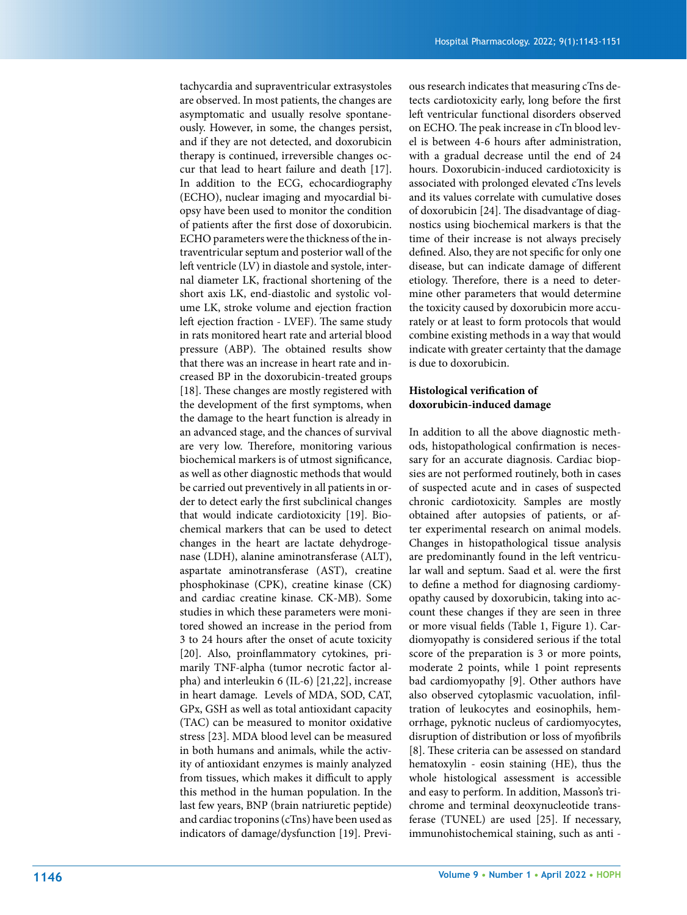tachycardia and supraventricular extrasystoles are observed. In most patients, the changes are asymptomatic and usually resolve spontaneously. However, in some, the changes persist, and if they are not detected, and doxorubicin therapy is continued, irreversible changes occur that lead to heart failure and death [17]. In addition to the ECG, echocardiography (ECHO), nuclear imaging and myocardial biopsy have been used to monitor the condition of patients after the first dose of doxorubicin. ECHO parameters were the thickness of the intraventricular septum and posterior wall of the left ventricle (LV) in diastole and systole, internal diameter LK, fractional shortening of the short axis LK, end-diastolic and systolic volume LK, stroke volume and ejection fraction left ejection fraction - LVEF). The same study in rats monitored heart rate and arterial blood pressure (ABP). The obtained results show that there was an increase in heart rate and increased BP in the doxorubicin-treated groups [18]. These changes are mostly registered with the development of the first symptoms, when the damage to the heart function is already in an advanced stage, and the chances of survival are very low. Therefore, monitoring various biochemical markers is of utmost significance, as well as other diagnostic methods that would be carried out preventively in all patients in order to detect early the first subclinical changes that would indicate cardiotoxicity [19]. Biochemical markers that can be used to detect changes in the heart are lactate dehydrogenase (LDH), alanine aminotransferase (ALT), aspartate aminotransferase (AST), creatine phosphokinase (CPK), creatine kinase (CK) and cardiac creatine kinase. CK-MB). Some studies in which these parameters were monitored showed an increase in the period from 3 to 24 hours after the onset of acute toxicity [20]. Also, proinflammatory cytokines, primarily TNF-alpha (tumor necrotic factor alpha) and interleukin 6 (IL-6) [21,22], increase in heart damage. Levels of MDA, SOD, CAT, GPx, GSH as well as total antioxidant capacity (TAC) can be measured to monitor oxidative stress [23]. MDA blood level can be measured in both humans and animals, while the activity of antioxidant enzymes is mainly analyzed from tissues, which makes it difficult to apply this method in the human population. In the last few years, BNP (brain natriuretic peptide) and cardiac troponins (cTns) have been used as indicators of damage/dysfunction [19]. Previous research indicates that measuring cTns detects cardiotoxicity early, long before the first left ventricular functional disorders observed on ECHO. The peak increase in cTn blood level is between 4-6 hours after administration, with a gradual decrease until the end of 24 hours. Doxorubicin-induced cardiotoxicity is associated with prolonged elevated cTns levels and its values correlate with cumulative doses of doxorubicin [24]. The disadvantage of diagnostics using biochemical markers is that the time of their increase is not always precisely defined. Also, they are not specific for only one disease, but can indicate damage of different etiology. Therefore, there is a need to determine other parameters that would determine the toxicity caused by doxorubicin more accurately or at least to form protocols that would combine existing methods in a way that would indicate with greater certainty that the damage is due to doxorubicin.

## Histological verification of doxorubicin-induced damage

In addition to all the above diagnostic methods, histopathological confirmation is necessary for an accurate diagnosis. Cardiac biopsies are not performed routinely, both in cases of suspected acute and in cases of suspected chronic cardiotoxicity. Samples are mostly obtained after autopsies of patients, or after experimental research on animal models. Changes in histopathological tissue analysis are predominantly found in the left ventricular wall and septum. Saad et al. were the first to define a method for diagnosing cardiomyopathy caused by doxorubicin, taking into account these changes if they are seen in three or more visual fields (Table 1, Figure 1). Cardiomyopathy is considered serious if the total score of the preparation is 3 or more points, moderate 2 points, while 1 point represents bad cardiomyopathy [9]. Other authors have also observed cytoplasmic vacuolation, infiltration of leukocytes and eosinophils, hemorrhage, pyknotic nucleus of cardiomyocytes, disruption of distribution or loss of myofibrils [8]. These criteria can be assessed on standard hematoxylin - eosin staining (HE), thus the whole histological assessment is accessible and easy to perform. In addition, Masson's trichrome and terminal deoxynucleotide transferase (TUNEL) are used [25]. If necessary, immunohistochemical staining, such as anti -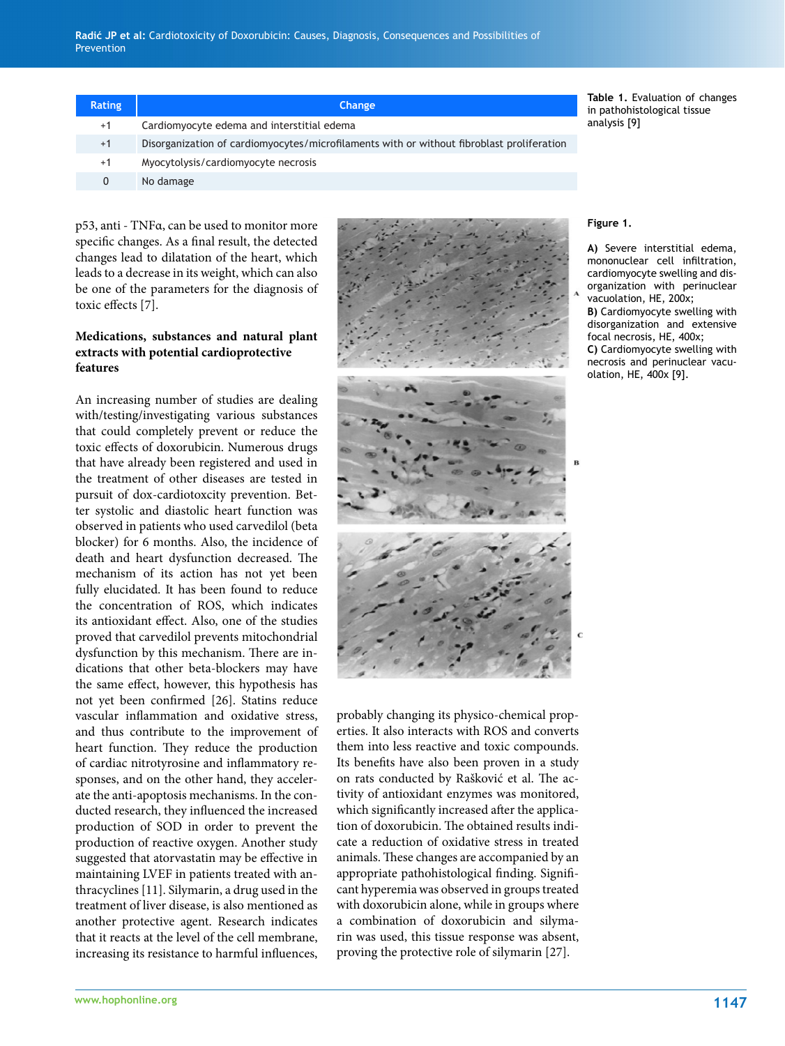| Rating | Change |
|---|---|
| +1 | Cardiomyocyte edema and interstitial edema |
| +1 | Disorganization of cardiomyocytes/microfilaments with or without fibroblast proliferation |
| +1 | Myocytolysis/cardiomyocyte necrosis |
| 0 | No damage |

**Table 1.** Evaluation of changes in pathohistological tissue analysis [9]

p53, anti - TNFα, can be used to monitor more specific changes. As a final result, the detected changes lead to dilatation of the heart, which leads to a decrease in its weight, which can also be one of the parameters for the diagnosis of toxic effects [7].

**Medications, substances and natural plant extracts with potential cardioprotective features**

An increasing number of studies are dealing with/testing/investigating various substances that could completely prevent or reduce the toxic effects of doxorubicin. Numerous drugs that have already been registered and used in the treatment of other diseases are tested in pursuit of dox-cardiotoxcity prevention. Better systolic and diastolic heart function was observed in patients who used carvedilol (beta blocker) for 6 months. Also, the incidence of death and heart dysfunction decreased. The mechanism of its action has not yet been fully elucidated. It has been found to reduce the concentration of ROS, which indicates its antioxidant effect. Also, one of the studies proved that carvedilol prevents mitochondrial dysfunction by this mechanism. There are indications that other beta-blockers may have the same effect, however, this hypothesis has not yet been confirmed [26]. Statins reduce vascular inflammation and oxidative stress, and thus contribute to the improvement of heart function. They reduce the production of cardiac nitrotyrosine and inflammatory responses, and on the other hand, they accelerate the anti-apoptosis mechanisms. In the conducted research, they influenced the increased production of SOD in order to prevent the production of reactive oxygen. Another study suggested that atorvastatin may be effective in maintaining LVEF in patients treated with anthracyclines [11]. Silymarin, a drug used in the treatment of liver disease, is also mentioned as another protective agent. Research indicates that it reacts at the level of the cell membrane, increasing its resistance to harmful influences, probably changing its physico-chemical properties. It also interacts with ROS and converts them into less reactive and toxic compounds. Its benefits have also been proven in a study on rats conducted by Rašković et al. The activity of antioxidant enzymes was monitored, which significantly increased after the application of doxorubicin. The obtained results indicate a reduction of oxidative stress in treated animals. These changes are accompanied by an appropriate pathohistological finding. Significant hyperemia was observed in groups treated with doxorubicin alone, while in groups where a combination of doxorubicin and silymarin was used, this tissue response was absent, proving the protective role of silymarin [27].

**Figure 1.**

**A)** Severe interstitial edema, mononuclear cell infiltration, cardiomyocyte swelling and disorganization with perinuclear vacuolation, HE, 200x;
**B)** Cardiomyocyte swelling with disorganization and extensive focal necrosis, HE, 400x;
**C)** Cardiomyocyte swelling with necrosis and perinuclear vacuolation, HE, 400x [9].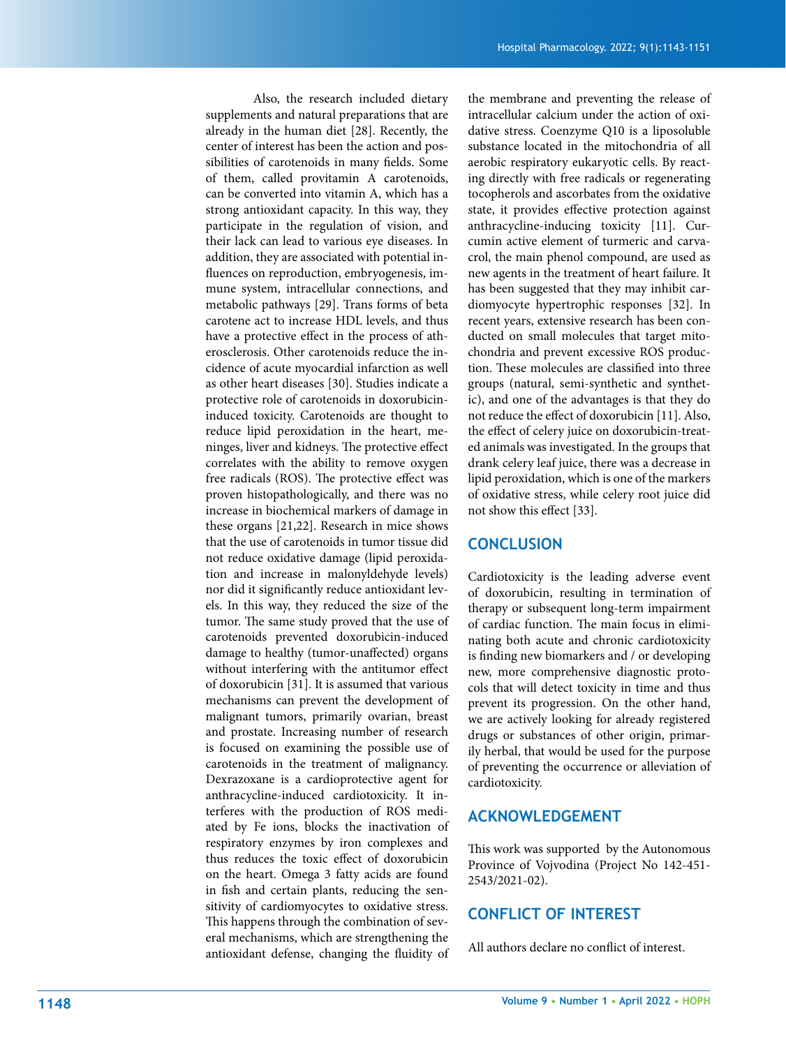Also, the research included dietary supplements and natural preparations that are already in the human diet [28]. Recently, the center of interest has been the action and possibilities of carotenoids in many fields. Some of them, called provitamin A carotenoids, can be converted into vitamin A, which has a strong antioxidant capacity. In this way, they participate in the regulation of vision, and their lack can lead to various eye diseases. In addition, they are associated with potential influences on reproduction, embryogenesis, immune system, intracellular connections, and metabolic pathways [29]. Trans forms of beta carotene act to increase HDL levels, and thus have a protective effect in the process of atherosclerosis. Other carotenoids reduce the incidence of acute myocardial infarction as well as other heart diseases [30]. Studies indicate a protective role of carotenoids in doxorubicin-induced toxicity. Carotenoids are thought to reduce lipid peroxidation in the heart, meninges, liver and kidneys. The protective effect correlates with the ability to remove oxygen free radicals (ROS). The protective effect was proven histopathologically, and there was no increase in biochemical markers of damage in these organs [21,22]. Research in mice shows that the use of carotenoids in tumor tissue did not reduce oxidative damage (lipid peroxidation and increase in malonyldehyde levels) nor did it significantly reduce antioxidant levels. In this way, they reduced the size of the tumor. The same study proved that the use of carotenoids prevented doxorubicin-induced damage to healthy (tumor-unaffected) organs without interfering with the antitumor effect of doxorubicin [31]. It is assumed that various mechanisms can prevent the development of malignant tumors, primarily ovarian, breast and prostate. Increasing number of research is focused on examining the possible use of carotenoids in the treatment of malignancy. Dexrazoxane is a cardioprotective agent for anthracycline-induced cardiotoxicity. It interferes with the production of ROS mediated by Fe ions, blocks the inactivation of respiratory enzymes by iron complexes and thus reduces the toxic effect of doxorubicin on the heart. Omega 3 fatty acids are found in fish and certain plants, reducing the sensitivity of cardiomyocytes to oxidative stress. This happens through the combination of several mechanisms, which are strengthening the antioxidant defense, changing the fluidity of the membrane and preventing the release of intracellular calcium under the action of oxidative stress. Coenzyme Q10 is a liposoluble substance located in the mitochondria of all aerobic respiratory eukaryotic cells. By reacting directly with free radicals or regenerating tocopherols and ascorbates from the oxidative state, it provides effective protection against anthracycline-inducing toxicity [11]. Curcumin active element of turmeric and carvacrol, the main phenol compound, are used as new agents in the treatment of heart failure. It has been suggested that they may inhibit cardiomyocyte hypertrophic responses [32]. In recent years, extensive research has been conducted on small molecules that target mitochondria and prevent excessive ROS production. These molecules are classified into three groups (natural, semi-synthetic and synthetic), and one of the advantages is that they do not reduce the effect of doxorubicin [11]. Also, the effect of celery juice on doxorubicin-treated animals was investigated. In the groups that drank celery leaf juice, there was a decrease in lipid peroxidation, which is one of the markers of oxidative stress, while celery root juice did not show this effect [33].

## CONCLUSION

Cardiotoxicity is the leading adverse event of doxorubicin, resulting in termination of therapy or subsequent long-term impairment of cardiac function. The main focus in eliminating both acute and chronic cardiotoxicity is finding new biomarkers and / or developing new, more comprehensive diagnostic protocols that will detect toxicity in time and thus prevent its progression. On the other hand, we are actively looking for already registered drugs or substances of other origin, primarily herbal, that would be used for the purpose of preventing the occurrence or alleviation of cardiotoxicity.

## ACKNOWLEDGEMENT

This work was supported by the Autonomous Province of Vojvodina (Project No 142-451-2543/2021-02).

## CONFLICT OF INTEREST

All authors declare no conflict of interest.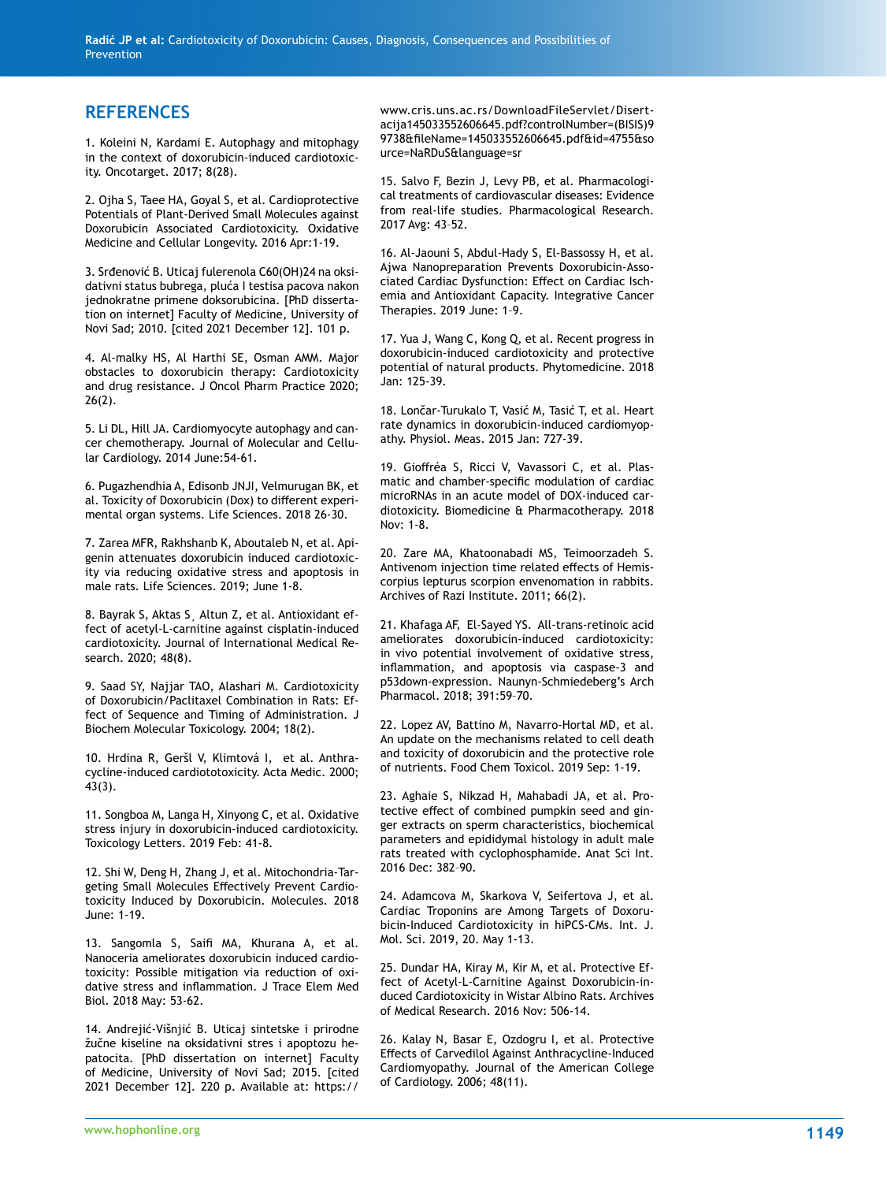## REFERENCES

1. Koleini N, Kardami E. Autophagy and mitophagy in the context of doxorubicin-induced cardiotoxicity. Oncotarget. 2017; 8(28).

2. Ojha S, Taee HA, Goyal S, et al. Cardioprotective Potentials of Plant-Derived Small Molecules against Doxorubicin Associated Cardiotoxicity. Oxidative Medicine and Cellular Longevity. 2016 Apr:1-19.

3. Srđenović B. Uticaj fulerenola C60(OH)24 na oksidativni status bubrega, pluća I testisa pacova nakon jednokratne primene doksorubicina. [PhD dissertation on internet] Faculty of Medicine, University of Novi Sad; 2010. [cited 2021 December 12]. 101 p.

4. Al-malky HS, Al Harthi SE, Osman AMM. Major obstacles to doxorubicin therapy: Cardiotoxicity and drug resistance. J Oncol Pharm Practice 2020; 26(2).

5. Li DL, Hill JA. Cardiomyocyte autophagy and cancer chemotherapy. Journal of Molecular and Cellular Cardiology. 2014 June:54-61.

6. Pugazhendhia A, Edisonb JNJI, Velmurugan BK, et al. Toxicity of Doxorubicin (Dox) to different experimental organ systems. Life Sciences. 2018 26-30.

7. Zarea MFR, Rakhshanb K, Aboutaleb N, et al. Apigenin attenuates doxorubicin induced cardiotoxicity via reducing oxidative stress and apoptosis in male rats. Life Sciences. 2019; June 1-8.

8. Bayrak S, Aktas S¸ Altun Z, et al. Antioxidant effect of acetyl-L-carnitine against cisplatin-induced cardiotoxicity. Journal of International Medical Research. 2020; 48(8).

9. Saad SY, Najjar TAO, Alashari M. Cardiotoxicity of Doxorubicin/Paclitaxel Combination in Rats: Effect of Sequence and Timing of Administration. J Biochem Molecular Toxicology. 2004; 18(2).

10. Hrdina R, Geršl V, Klimtová I, et al. Anthracycline-induced cardiototoxicity. Acta Medic. 2000; 43(3).

11. Songboa M, Langa H, Xinyong C, et al. Oxidative stress injury in doxorubicin-induced cardiotoxicity. Toxicology Letters. 2019 Feb: 41-8.

12. Shi W, Deng H, Zhang J, et al. Mitochondria-Targeting Small Molecules Effectively Prevent Cardiotoxicity Induced by Doxorubicin. Molecules. 2018 June: 1-19.

13. Sangomla S, Saifi MA, Khurana A, et al. Nanoceria ameliorates doxorubicin induced cardiotoxicity: Possible mitigation via reduction of oxidative stress and inflammation. J Trace Elem Med Biol. 2018 May: 53-62.

14. Andrejić-Višnjić B. Uticaj sintetske i prirodne žučne kiseline na oksidativni stres i apoptozu hepatocita. [PhD dissertation on internet] Faculty of Medicine, University of Novi Sad; 2015. [cited 2021 December 12]. 220 p. Available at: https://www.cris.uns.ac.rs/DownloadFileServlet/Disertacija145033552606645.pdf?controlNumber=(BISIS)99738&fileName=145033552606645.pdf&id=4755&source=NaRDuS&language=sr

15. Salvo F, Bezin J, Levy PB, et al. Pharmacological treatments of cardiovascular diseases: Evidence from real-life studies. Pharmacological Research. 2017 Avg: 43–52.

16. Al-Jaouni S, Abdul-Hady S, El-Bassossy H, et al. Ajwa Nanopreparation Prevents Doxorubicin-Associated Cardiac Dysfunction: Effect on Cardiac Ischemia and Antioxidant Capacity. Integrative Cancer Therapies. 2019 June: 1–9.

17. Yua J, Wang C, Kong Q, et al. Recent progress in doxorubicin-induced cardiotoxicity and protective potential of natural products. Phytomedicine. 2018 Jan: 125-39.

18. Lončar-Turukalo T, Vasić M, Tasić T, et al. Heart rate dynamics in doxorubicin-induced cardiomyopathy. Physiol. Meas. 2015 Jan: 727-39.

19. Gioffréa S, Ricci V, Vavassori C, et al. Plasmatic and chamber-specific modulation of cardiac microRNAs in an acute model of DOX-induced cardiotoxicity. Biomedicine & Pharmacotherapy. 2018 Nov: 1-8.

20. Zare MA, Khatoonabadi MS, Teimoorzadeh S. Antivenom injection time related effects of Hemiscorpius lepturus scorpion envenomation in rabbits. Archives of Razi Institute. 2011; 66(2).

21. Khafaga AF, El-Sayed YS. All-trans-retinoic acid ameliorates doxorubicin-induced cardiotoxicity: in vivo potential involvement of oxidative stress, inflammation, and apoptosis via caspase-3 and p53down-expression. Naunyn-Schmiedeberg's Arch Pharmacol. 2018; 391:59–70.

22. Lopez AV, Battino M, Navarro-Hortal MD, et al. An update on the mechanisms related to cell death and toxicity of doxorubicin and the protective role of nutrients. Food Chem Toxicol. 2019 Sep: 1-19.

23. Aghaie S, Nikzad H, Mahabadi JA, et al. Protective effect of combined pumpkin seed and ginger extracts on sperm characteristics, biochemical parameters and epididymal histology in adult male rats treated with cyclophosphamide. Anat Sci Int. 2016 Dec: 382–90.

24. Adamcova M, Skarkova V, Seifertova J, et al. Cardiac Troponins are Among Targets of Doxorubicin-Induced Cardiotoxicity in hiPCS-CMs. Int. J. Mol. Sci. 2019, 20. May 1-13.

25. Dundar HA, Kiray M, Kir M, et al. Protective Effect of Acetyl-L-Carnitine Against Doxorubicin-induced Cardiotoxicity in Wistar Albino Rats. Archives of Medical Research. 2016 Nov: 506-14.

26. Kalay N, Basar E, Ozdogru I, et al. Protective Effects of Carvedilol Against Anthracycline-Induced Cardiomyopathy. Journal of the American College of Cardiology. 2006; 48(11).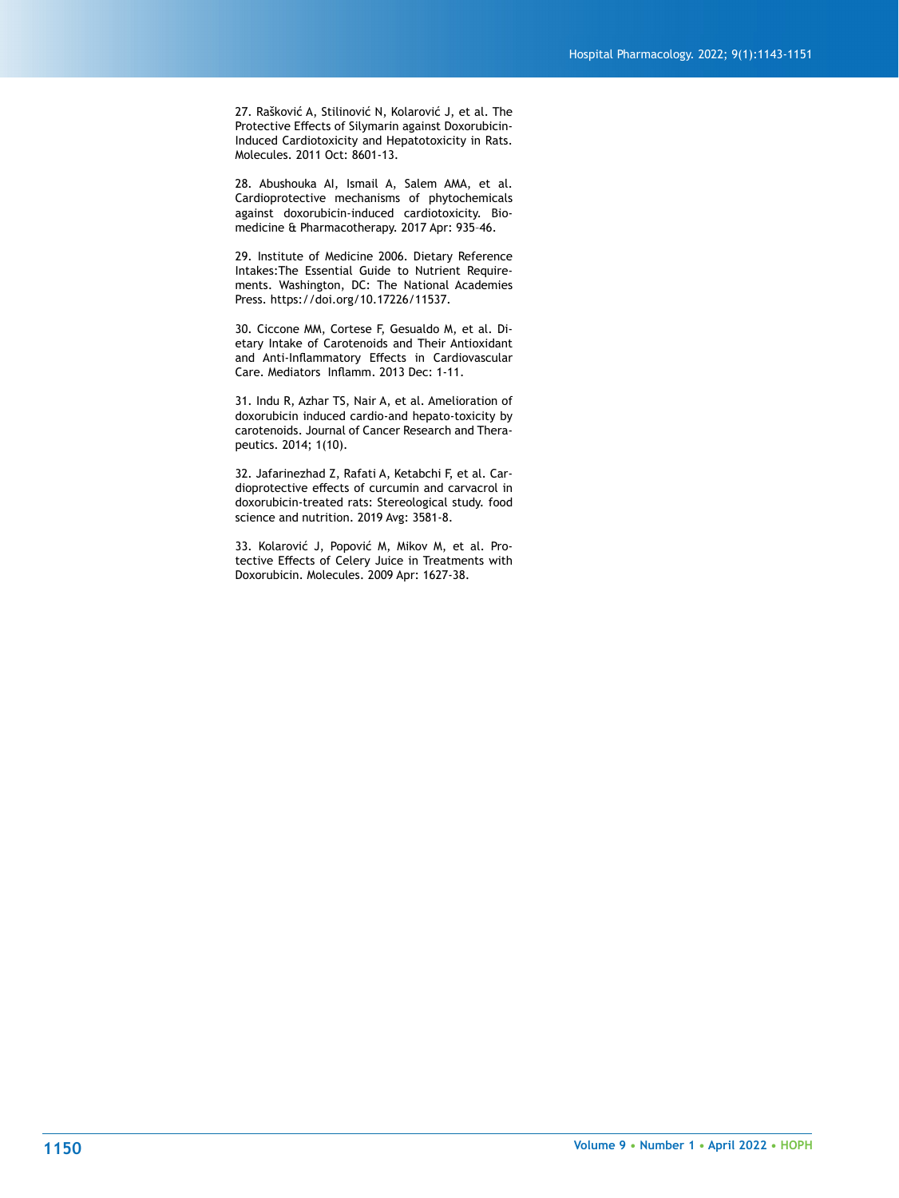27. Rašković A, Stilinović N, Kolarović J, et al. The Protective Effects of Silymarin against Doxorubicin-Induced Cardiotoxicity and Hepatotoxicity in Rats. Molecules. 2011 Oct: 8601-13.

28. Abushouka AI, Ismail A, Salem AMA, et al. Cardioprotective mechanisms of phytochemicals against doxorubicin-induced cardiotoxicity. Biomedicine & Pharmacotherapy. 2017 Apr: 935–46.

29. Institute of Medicine 2006. Dietary Reference Intakes:The Essential Guide to Nutrient Requirements. Washington, DC: The National Academies Press. https://doi.org/10.17226/11537.

30. Ciccone MM, Cortese F, Gesualdo M, et al. Dietary Intake of Carotenoids and Their Antioxidant and Anti-Inflammatory Effects in Cardiovascular Care. Mediators Inflamm. 2013 Dec: 1-11.

31. Indu R, Azhar TS, Nair A, et al. Amelioration of doxorubicin induced cardio-and hepato-toxicity by carotenoids. Journal of Cancer Research and Therapeutics. 2014; 1(10).

32. Jafarinezhad Z, Rafati A, Ketabchi F, et al. Cardioprotective effects of curcumin and carvacrol in doxorubicin-treated rats: Stereological study. food science and nutrition. 2019 Avg: 3581-8.

33. Kolarović J, Popović M, Mikov M, et al. Protective Effects of Celery Juice in Treatments with Doxorubicin. Molecules. 2009 Apr: 1627-38.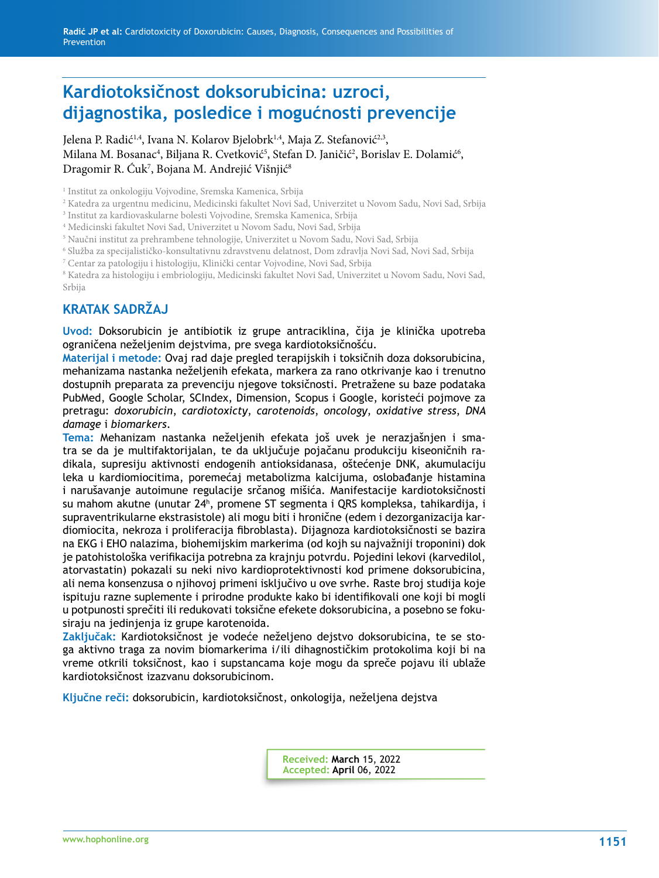# Kardiotoksičnost doksorubicina: uzroci, dijagnostika, posledice i mogućnosti prevencije

Jelena P. Radić[1,4], Ivana N. Kolarov Bjelobrk[1,4], Maja Z. Stefanović[2,3], Milana M. Bosanac[4], Biljana R. Cvetković[5], Stefan D. Janičić[2], Borislav E. Dolamić[6], Dragomir R. Ćuk[7], Bojana M. Andrejić Višnjić[8]

[1] Institut za onkologiju Vojvodine, Sremska Kamenica, Srbija
[2] Katedra za urgentnu medicinu, Medicinski fakultet Novi Sad, Univerzitet u Novom Sadu, Novi Sad, Srbija
[3] Institut za kardiovaskularne bolesti Vojvodine, Sremska Kamenica, Srbija
[4] Medicinski fakultet Novi Sad, Univerzitet u Novom Sadu, Novi Sad, Srbija
[5] Naučni institut za prehrambene tehnologije, Univerzitet u Novom Sadu, Novi Sad, Srbija
[6] Služba za specijalističko-konsultativnu zdravstvenu delatnost, Dom zdravlja Novi Sad, Novi Sad, Srbija
[7] Centar za patologiju i histologiju, Klinički centar Vojvodine, Novi Sad, Srbija
[8] Katedra za histologiju i embriologiju, Medicinski fakultet Novi Sad, Univerzitet u Novom Sadu, Novi Sad, Srbija

## KRATAK SADRŽAJ

**Uvod:** Doksorubicin je antibiotik iz grupe antraciklina, čija je klinička upotreba ograničena neželjenim dejstvima, pre svega kardiotoksičnošću.

**Materijal i metode:** Ovaj rad daje pregled terapijskih i toksičnih doza doksorubicina, mehanizama nastanka neželjenih efekata, markera za rano otkrivanje kao i trenutno dostupnih preparata za prevenciju njegove toksičnosti. Pretražene su baze podataka PubMed, Google Scholar, SCIndex, Dimension, Scopus i Google, koristeći pojmove za pretragu: *doxorubicin*, *cardiotoxicty*, *carotenoids*, *oncology*, *oxidative stress*, *DNA damage* i *biomarkers*.

**Tema:** Mehanizam nastanka neželjenih efekata još uvek je nerazjašnjen i smatra se da je multifaktorijalan, te da uključuje pojačanu produkciju kiseoničnih radikala, supresiju aktivnosti endogenih antioksidanasa, oštećenje DNK, akumulaciju leka u kardiomiocitima, poremećaj metabolizma kalcijuma, oslobađanje histamina i narušavanje autoimune regulacije srčanog mišića. Manifestacije kardiotoksičnosti su mahom akutne (unutar $24^h$, promene ST segmenta i QRS kompleksa, tahikardija, i supraventrikularne ekstrasistole) ali mogu biti i hronične (edem i dezorganizacija kardiomiocita, nekroza i proliferacija fibroblasta). Dijagnoza kardiotoksičnosti se bazira na EKG i EHO nalazima, biohemijskim markerima (od kojh su najvažniji troponini) dok je patohistološka verifikacija potrebna za krajnju potvrdu. Pojedini lekovi (karvedilol, atorvastatin) pokazali su neki nivo kardioprotektivnosti kod primene doksorubicina, ali nema konsenzusa o njihovoj primeni isključivo u ove svrhe. Raste broj studija koje ispituju razne suplemente i prirodne produkte kako bi identifikovali one koji bi mogli u potpunosti sprečiti ili redukovati toksične efekete doksorubicina, a posebno se fokusiraju na jedinjenja iz grupe karotenoida.

**Zaključak:** Kardiotoksičnost je vodeće neželjeno dejstvo doksorubicina, te se stoga aktivno traga za novim biomarkerima i/ili dihagnostičkim protokolima koji bi na vreme otkrili toksičnost, kao i supstancama koje mogu da spreče pojavu ili ublaže kardiotoksičnost izazvanu doksorubicinom.

**Ključne reči:** doksorubicin, kardiotoksičnost, onkologija, neželjena dejstva

**Received:** March 15, 2022
**Accepted:** April 06, 2022